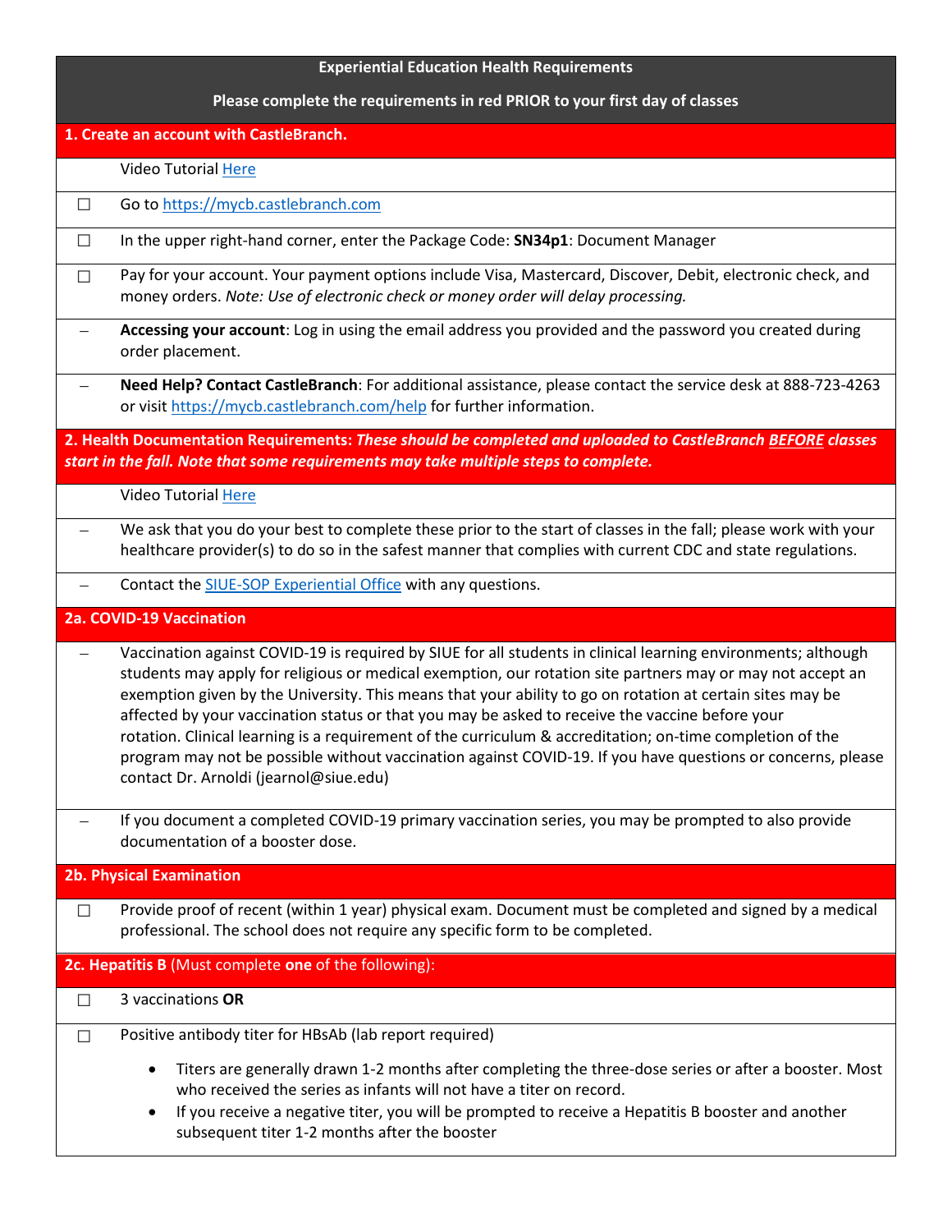**Experiential Education Health Requirements**

**Please complete the requirements in red PRIOR to your first day of classes**

## 1. Create an account with CastleBranch.

Video Tutorial Here

- ☐ Go to https://mycb.castlebranch.com
- ☐ In the upper right-hand corner, enter the Package Code: **SN34p1**: Document Manager
- ☐ Pay for your account. Your payment options include Visa, Mastercard, Discover, Debit, electronic check, and money orders. *Note: Use of electronic check or money order will delay processing.*
- – **Accessing your account**: Log in using the email address you provided and the password you created during order placement.
- – **Need Help? Contact CastleBranch**: For additional assistance, please contact the service desk at 888-723-4263 or visit https://mycb.castlebranch.com/help for further information.

## 2. Health Documentation Requirements: *These should be completed and uploaded to CastleBranch BEFORE classes start in the fall. Note that some requirements may take multiple steps to complete.*

Video Tutorial Here

- – We ask that you do your best to complete these prior to the start of classes in the fall; please work with your healthcare provider(s) to do so in the safest manner that complies with current CDC and state regulations.
- – Contact the SIUE-SOP Experiential Office with any questions.

### 2a. COVID-19 Vaccination

- – Vaccination against COVID-19 is required by SIUE for all students in clinical learning environments; although students may apply for religious or medical exemption, our rotation site partners may or may not accept an exemption given by the University. This means that your ability to go on rotation at certain sites may be affected by your vaccination status or that you may be asked to receive the vaccine before your rotation. Clinical learning is a requirement of the curriculum & accreditation; on-time completion of the program may not be possible without vaccination against COVID-19. If you have questions or concerns, please contact Dr. Arnoldi (jearnol@siue.edu)
- – If you document a completed COVID-19 primary vaccination series, you may be prompted to also provide documentation of a booster dose.

### 2b. Physical Examination

- ☐ Provide proof of recent (within 1 year) physical exam. Document must be completed and signed by a medical professional. The school does not require any specific form to be completed.

### 2c. Hepatitis B (Must complete **one** of the following):

- ☐ 3 vaccinations **OR**
- ☐ Positive antibody titer for HBsAb (lab report required)
  - Titers are generally drawn 1-2 months after completing the three-dose series or after a booster. Most who received the series as infants will not have a titer on record.
  - If you receive a negative titer, you will be prompted to receive a Hepatitis B booster and another subsequent titer 1-2 months after the booster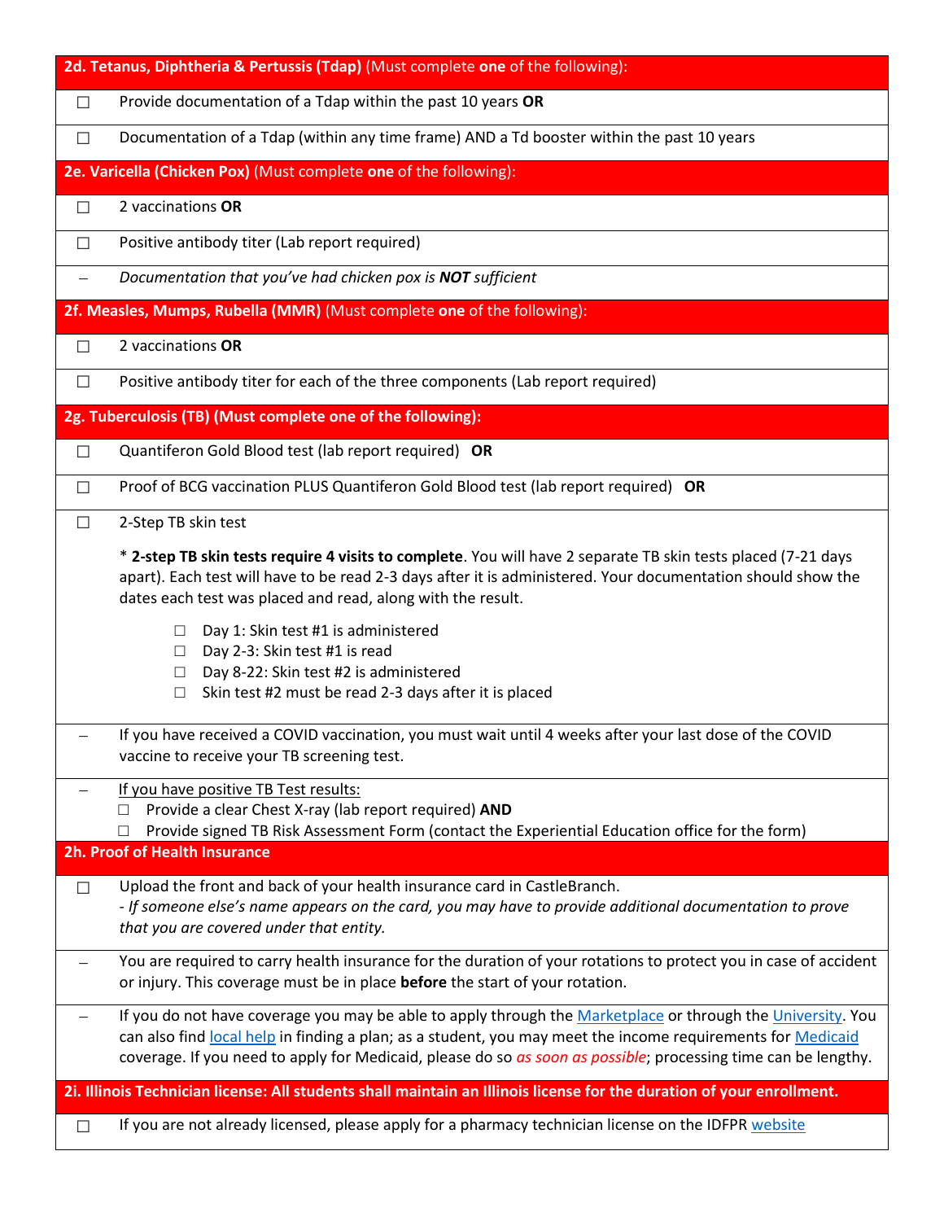## 2d. Tetanus, Diphtheria & Pertussis (Tdap) (Must complete **one** of the following):

- ☐ Provide documentation of a Tdap within the past 10 years **OR**
- ☐ Documentation of a Tdap (within any time frame) AND a Td booster within the past 10 years

## 2e. Varicella (Chicken Pox) (Must complete **one** of the following):

- ☐ 2 vaccinations **OR**
- ☐ Positive antibody titer (Lab report required)
- – *Documentation that you've had chicken pox is **NOT** sufficient*

## 2f. Measles, Mumps, Rubella (MMR) (Must complete **one** of the following):

- ☐ 2 vaccinations **OR**
- ☐ Positive antibody titer for each of the three components (Lab report required)

## 2g. Tuberculosis (TB) (Must complete one of the following):

- ☐ Quantiferon Gold Blood test (lab report required) **OR**
- ☐ Proof of BCG vaccination PLUS Quantiferon Gold Blood test (lab report required) **OR**
- ☐ 2-Step TB skin test

  \* **2-step TB skin tests require 4 visits to complete**. You will have 2 separate TB skin tests placed (7-21 days apart). Each test will have to be read 2-3 days after it is administered. Your documentation should show the dates each test was placed and read, along with the result.

  - ☐ Day 1: Skin test #1 is administered
  - ☐ Day 2-3: Skin test #1 is read
  - ☐ Day 8-22: Skin test #2 is administered
  - ☐ Skin test #2 must be read 2-3 days after it is placed

- – If you have received a COVID vaccination, you must wait until 4 weeks after your last dose of the COVID vaccine to receive your TB screening test.
- – <u>If you have positive TB Test results:</u>
  - ☐ Provide a clear Chest X-ray (lab report required) **AND**
  - ☐ Provide signed TB Risk Assessment Form (contact the Experiential Education office for the form)

## 2h. Proof of Health Insurance

- ☐ Upload the front and back of your health insurance card in CastleBranch.
  *- If someone else's name appears on the card, you may have to provide additional documentation to prove that you are covered under that entity.*
- – You are required to carry health insurance for the duration of your rotations to protect you in case of accident or injury. This coverage must be in place **before** the start of your rotation.
- – If you do not have coverage you may be able to apply through the Marketplace or through the University. You can also find local help in finding a plan; as a student, you may meet the income requirements for Medicaid coverage. If you need to apply for Medicaid, please do so *as soon as possible*; processing time can be lengthy.

## 2i. Illinois Technician license: All students shall maintain an Illinois license for the duration of your enrollment.

- ☐ If you are not already licensed, please apply for a pharmacy technician license on the IDFPR website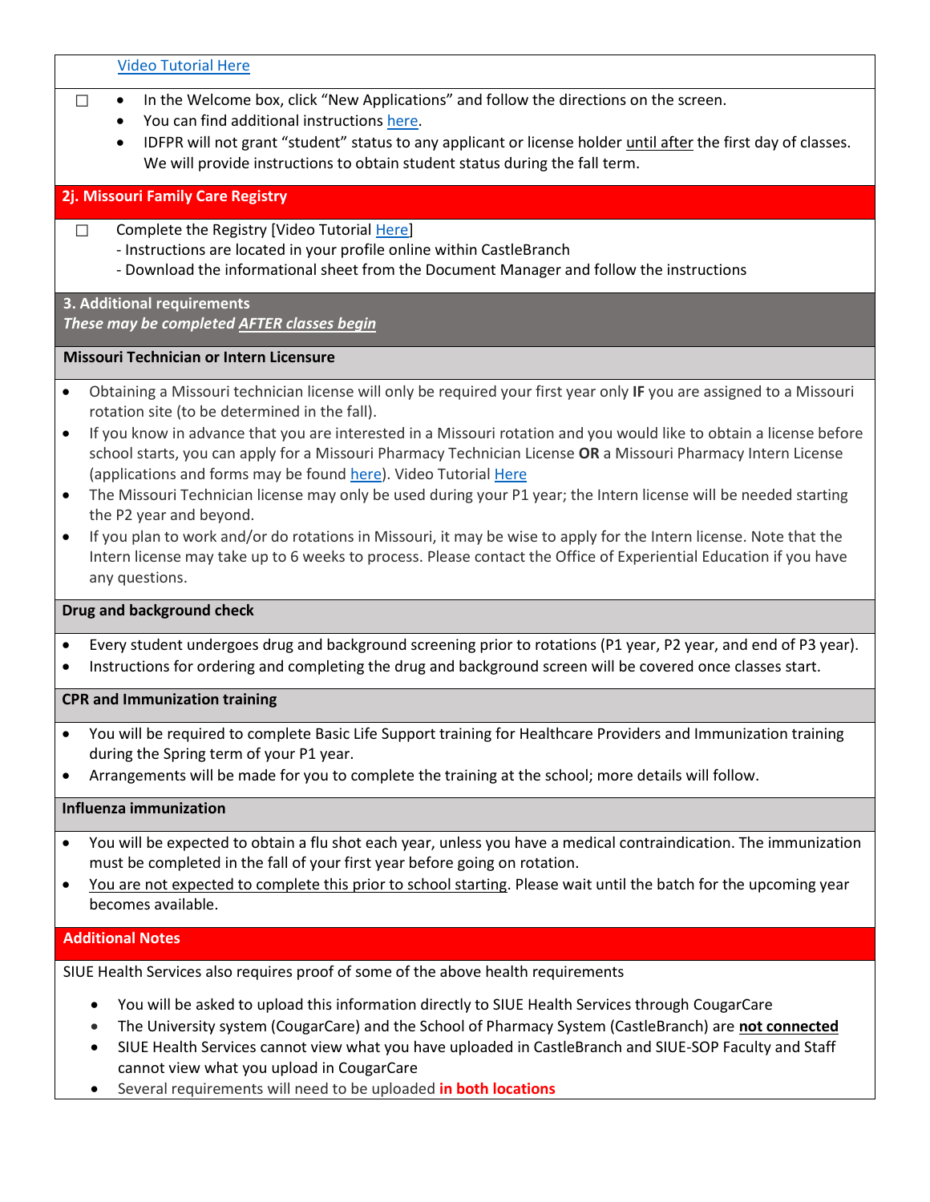Video Tutorial Here

- ☐
  - In the Welcome box, click "New Applications" and follow the directions on the screen.
  - You can find additional instructions here.
  - IDFPR will not grant "student" status to any applicant or license holder until after the first day of classes. We will provide instructions to obtain student status during the fall term.

## 2j. Missouri Family Care Registry

☐ Complete the Registry [Video Tutorial Here]
- Instructions are located in your profile online within CastleBranch
- Download the informational sheet from the Document Manager and follow the instructions

## 3. Additional requirements

***These may be completed AFTER classes begin***

### Missouri Technician or Intern Licensure

- Obtaining a Missouri technician license will only be required your first year only **IF** you are assigned to a Missouri rotation site (to be determined in the fall).
- If you know in advance that you are interested in a Missouri rotation and you would like to obtain a license before school starts, you can apply for a Missouri Pharmacy Technician License **OR** a Missouri Pharmacy Intern License (applications and forms may be found here). Video Tutorial Here
- The Missouri Technician license may only be used during your P1 year; the Intern license will be needed starting the P2 year and beyond.
- If you plan to work and/or do rotations in Missouri, it may be wise to apply for the Intern license. Note that the Intern license may take up to 6 weeks to process. Please contact the Office of Experiential Education if you have any questions.

### Drug and background check

- Every student undergoes drug and background screening prior to rotations (P1 year, P2 year, and end of P3 year).
- Instructions for ordering and completing the drug and background screen will be covered once classes start.

### CPR and Immunization training

- You will be required to complete Basic Life Support training for Healthcare Providers and Immunization training during the Spring term of your P1 year.
- Arrangements will be made for you to complete the training at the school; more details will follow.

### Influenza immunization

- You will be expected to obtain a flu shot each year, unless you have a medical contraindication. The immunization must be completed in the fall of your first year before going on rotation.
- You are not expected to complete this prior to school starting. Please wait until the batch for the upcoming year becomes available.

## Additional Notes

SIUE Health Services also requires proof of some of the above health requirements

- You will be asked to upload this information directly to SIUE Health Services through CougarCare
- The University system (CougarCare) and the School of Pharmacy System (CastleBranch) are **not connected**
- SIUE Health Services cannot view what you have uploaded in CastleBranch and SIUE-SOP Faculty and Staff cannot view what you upload in CougarCare
- Several requirements will need to be uploaded **in both locations**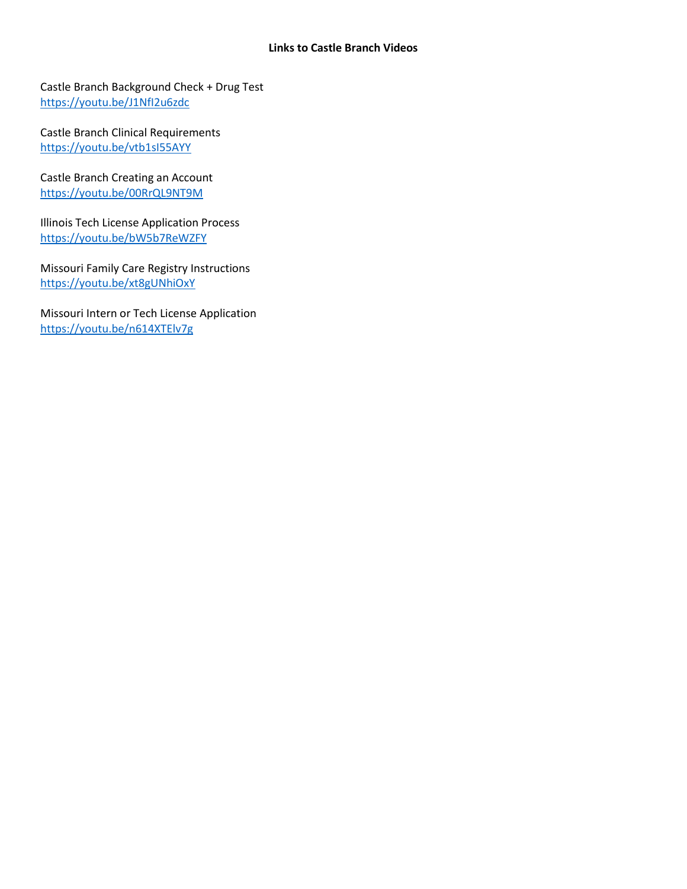**Links to Castle Branch Videos**

Castle Branch Background Check + Drug Test
https://youtu.be/J1NfI2u6zdc

Castle Branch Clinical Requirements
https://youtu.be/vtb1sI55AYY

Castle Branch Creating an Account
https://youtu.be/00RrQL9NT9M

Illinois Tech License Application Process
https://youtu.be/bW5b7ReWZFY

Missouri Family Care Registry Instructions
https://youtu.be/xt8gUNhiOxY

Missouri Intern or Tech License Application
https://youtu.be/n614XTElv7g